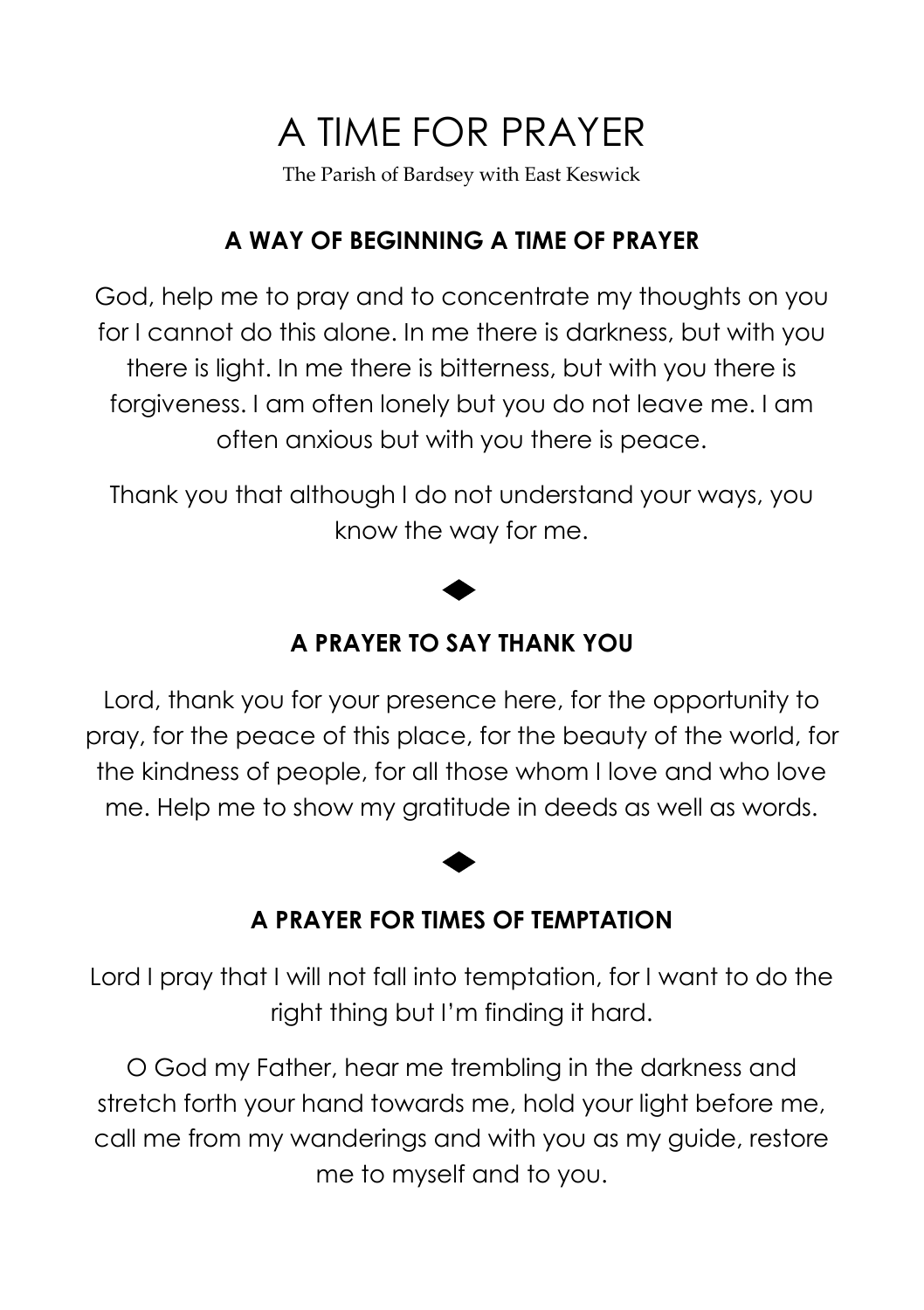# A TIME FOR PRAYER

The Parish of Bardsey with East Keswick

## A WAY OF BEGINNING A TIME OF PRAYER

God, help me to pray and to concentrate my thoughts on you for I cannot do this alone. In me there is darkness, but with you there is light. In me there is bitterness, but with you there is forgiveness. I am often lonely but you do not leave me. I am often anxious but with you there is peace.

Thank you that although I do not understand your ways, you know the way for me.

◆

## A PRAYER TO SAY THANK YOU

Lord, thank you for your presence here, for the opportunity to pray, for the peace of this place, for the beauty of the world, for the kindness of people, for all those whom I love and who love me. Help me to show my gratitude in deeds as well as words.

◆

## A PRAYER FOR TIMES OF TEMPTATION

Lord I pray that I will not fall into temptation, for I want to do the right thing but I'm finding it hard.

O God my Father, hear me trembling in the darkness and stretch forth your hand towards me, hold your light before me, call me from my wanderings and with you as my guide, restore me to myself and to you.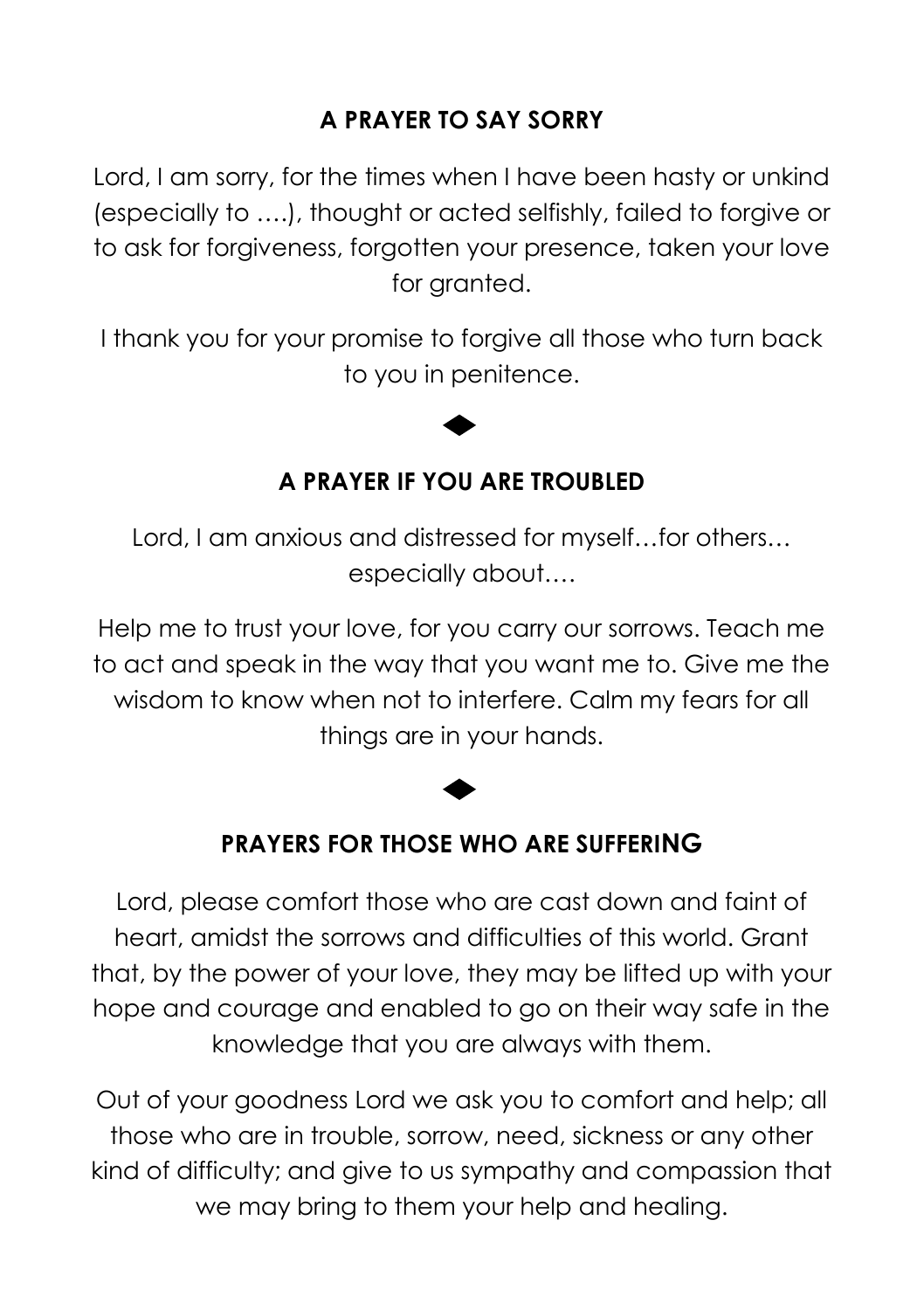## A PRAYER TO SAY SORRY

Lord, I am sorry, for the times when I have been hasty or unkind (especially to ….), thought or acted selfishly, failed to forgive or to ask for forgiveness, forgotten your presence, taken your love for granted.

I thank you for your promise to forgive all those who turn back to you in penitence.

◆

## A PRAYER IF YOU ARE TROUBLED

Lord, I am anxious and distressed for myself…for others… especially about….

Help me to trust your love, for you carry our sorrows. Teach me to act and speak in the way that you want me to. Give me the wisdom to know when not to interfere. Calm my fears for all things are in your hands.

◆

## PRAYERS FOR THOSE WHO ARE SUFFERING

Lord, please comfort those who are cast down and faint of heart, amidst the sorrows and difficulties of this world. Grant that, by the power of your love, they may be lifted up with your hope and courage and enabled to go on their way safe in the knowledge that you are always with them.

Out of your goodness Lord we ask you to comfort and help; all those who are in trouble, sorrow, need, sickness or any other kind of difficulty; and give to us sympathy and compassion that we may bring to them your help and healing.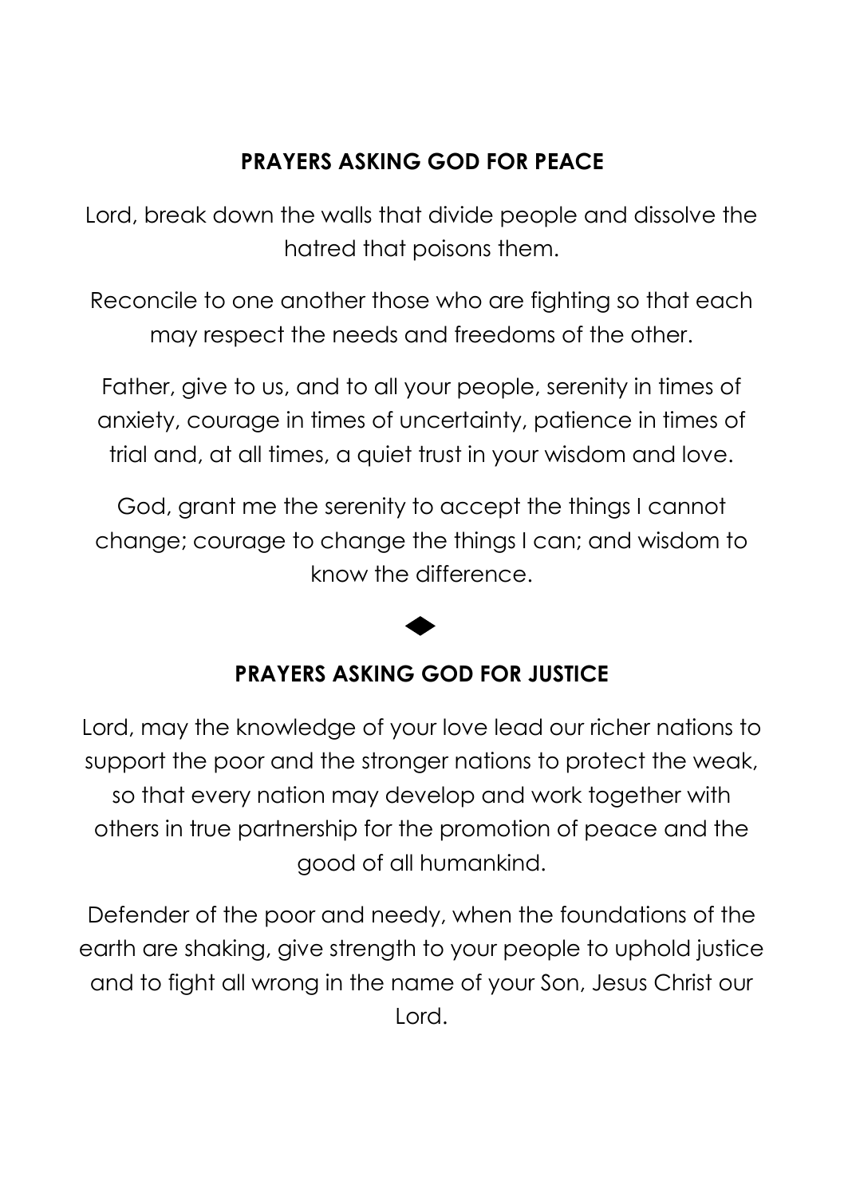## PRAYERS ASKING GOD FOR PEACE

Lord, break down the walls that divide people and dissolve the hatred that poisons them.

Reconcile to one another those who are fighting so that each may respect the needs and freedoms of the other.

Father, give to us, and to all your people, serenity in times of anxiety, courage in times of uncertainty, patience in times of trial and, at all times, a quiet trust in your wisdom and love.

God, grant me the serenity to accept the things I cannot change; courage to change the things I can; and wisdom to know the difference.

◆

## PRAYERS ASKING GOD FOR JUSTICE

Lord, may the knowledge of your love lead our richer nations to support the poor and the stronger nations to protect the weak, so that every nation may develop and work together with others in true partnership for the promotion of peace and the good of all humankind.

Defender of the poor and needy, when the foundations of the earth are shaking, give strength to your people to uphold justice and to fight all wrong in the name of your Son, Jesus Christ our Lord.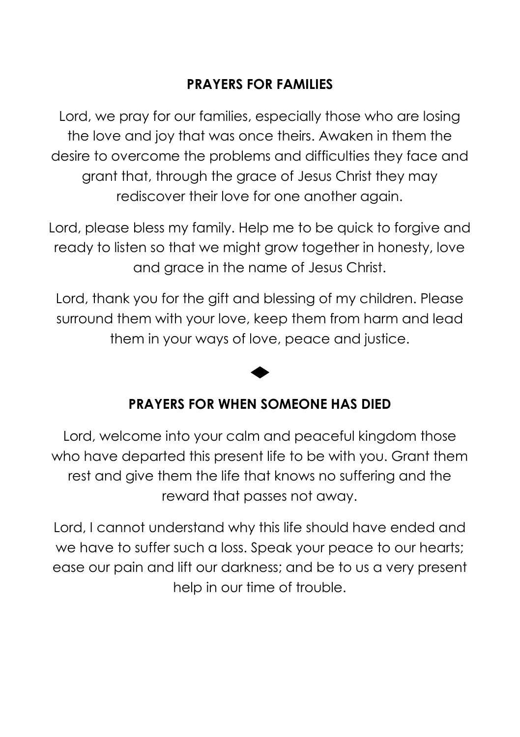## PRAYERS FOR FAMILIES

Lord, we pray for our families, especially those who are losing the love and joy that was once theirs. Awaken in them the desire to overcome the problems and difficulties they face and grant that, through the grace of Jesus Christ they may rediscover their love for one another again.

Lord, please bless my family. Help me to be quick to forgive and ready to listen so that we might grow together in honesty, love and grace in the name of Jesus Christ.

Lord, thank you for the gift and blessing of my children. Please surround them with your love, keep them from harm and lead them in your ways of love, peace and justice.

◆

## PRAYERS FOR WHEN SOMEONE HAS DIED

Lord, welcome into your calm and peaceful kingdom those who have departed this present life to be with you. Grant them rest and give them the life that knows no suffering and the reward that passes not away.

Lord, I cannot understand why this life should have ended and we have to suffer such a loss. Speak your peace to our hearts; ease our pain and lift our darkness; and be to us a very present help in our time of trouble.